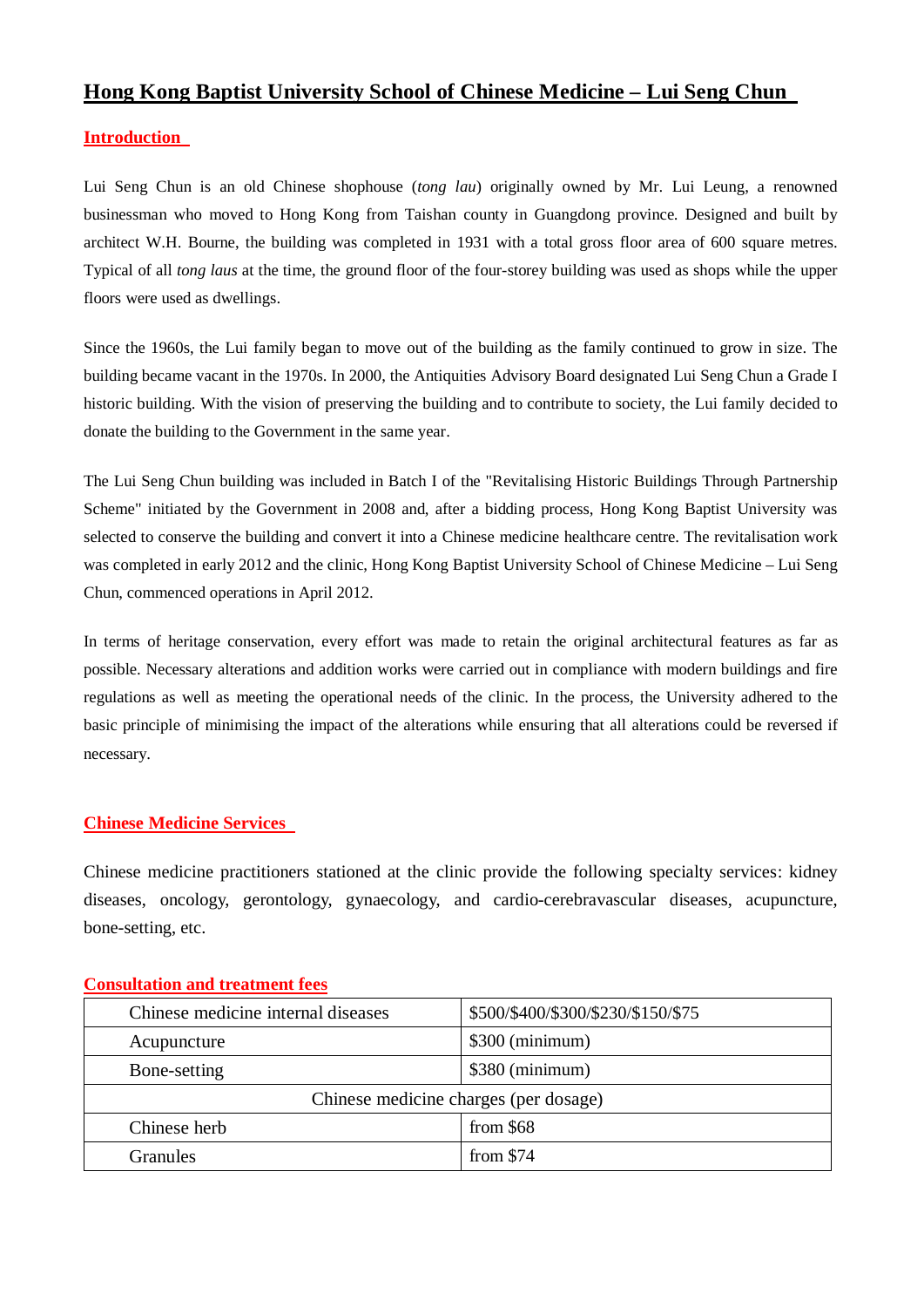# Hong Kong Baptist University School of Chinese Medicine – Lui Seng Chun

## Introduction

Lui Seng Chun is an old Chinese shophouse (*tong lau*) originally owned by Mr. Lui Leung, a renowned businessman who moved to Hong Kong from Taishan county in Guangdong province. Designed and built by architect W.H. Bourne, the building was completed in 1931 with a total gross floor area of 600 square metres. Typical of all *tong laus* at the time, the ground floor of the four-storey building was used as shops while the upper floors were used as dwellings.

Since the 1960s, the Lui family began to move out of the building as the family continued to grow in size. The building became vacant in the 1970s. In 2000, the Antiquities Advisory Board designated Lui Seng Chun a Grade I historic building. With the vision of preserving the building and to contribute to society, the Lui family decided to donate the building to the Government in the same year.

The Lui Seng Chun building was included in Batch I of the "Revitalising Historic Buildings Through Partnership Scheme" initiated by the Government in 2008 and, after a bidding process, Hong Kong Baptist University was selected to conserve the building and convert it into a Chinese medicine healthcare centre. The revitalisation work was completed in early 2012 and the clinic, Hong Kong Baptist University School of Chinese Medicine – Lui Seng Chun, commenced operations in April 2012.

In terms of heritage conservation, every effort was made to retain the original architectural features as far as possible. Necessary alterations and addition works were carried out in compliance with modern buildings and fire regulations as well as meeting the operational needs of the clinic. In the process, the University adhered to the basic principle of minimising the impact of the alterations while ensuring that all alterations could be reversed if necessary.

## Chinese Medicine Services

Chinese medicine practitioners stationed at the clinic provide the following specialty services: kidney diseases, oncology, gerontology, gynaecology, and cardio-cerebravascular diseases, acupuncture, bone-setting, etc.

## Consultation and treatment fees

| Chinese medicine internal diseases | $500/$400/$300/$230/$150/$75 |
|---|---|
| Acupuncture | $300 (minimum) |
| Bone-setting | $380 (minimum) |
| Chinese medicine charges (per dosage) | |
| Chinese herb | from $68 |
| Granules | from $74 |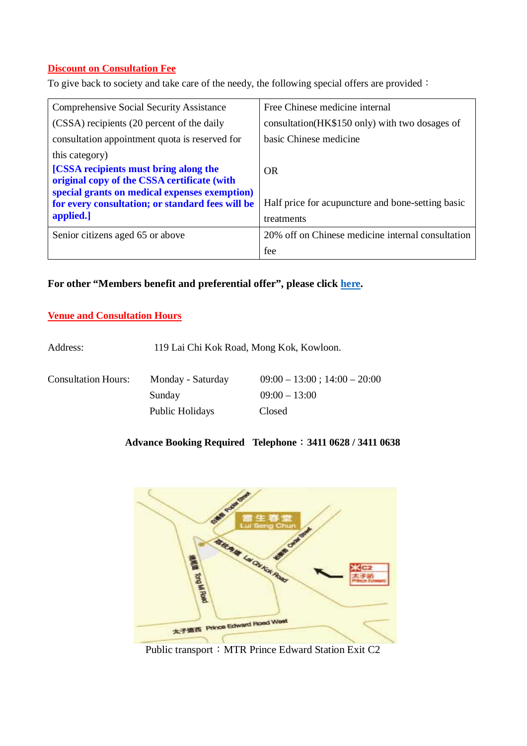## Discount on Consultation Fee

To give back to society and take care of the needy, the following special offers are provided：

| | |
|---|---|
| Comprehensive Social Security Assistance (CSSA) recipients (20 percent of the daily consultation appointment quota is reserved for this category) **[CSSA recipients must bring along the original copy of the CSSA certificate (with special grants on medical expenses exemption) for every consultation; or standard fees will be applied.]** | Free Chinese medicine internal consultation(HK$150 only) with two dosages of basic Chinese medicine<br><br>OR<br><br>Half price for acupuncture and bone-setting basic treatments |
| Senior citizens aged 65 or above | 20% off on Chinese medicine internal consultation fee |

**For other "Members benefit and preferential offer", please click here.**

## Venue and Consultation Hours

Address: 119 Lai Chi Kok Road, Mong Kok, Kowloon.

| | | |
|---|---|---|
| Consultation Hours: | Monday - Saturday | 09:00 – 13:00 ; 14:00 – 20:00 |
| | Sunday | 09:00 – 13:00 |
| | Public Holidays | Closed |

**Advance Booking Required Telephone：3411 0628 / 3411 0638**

Public transport：MTR Prince Edward Station Exit C2